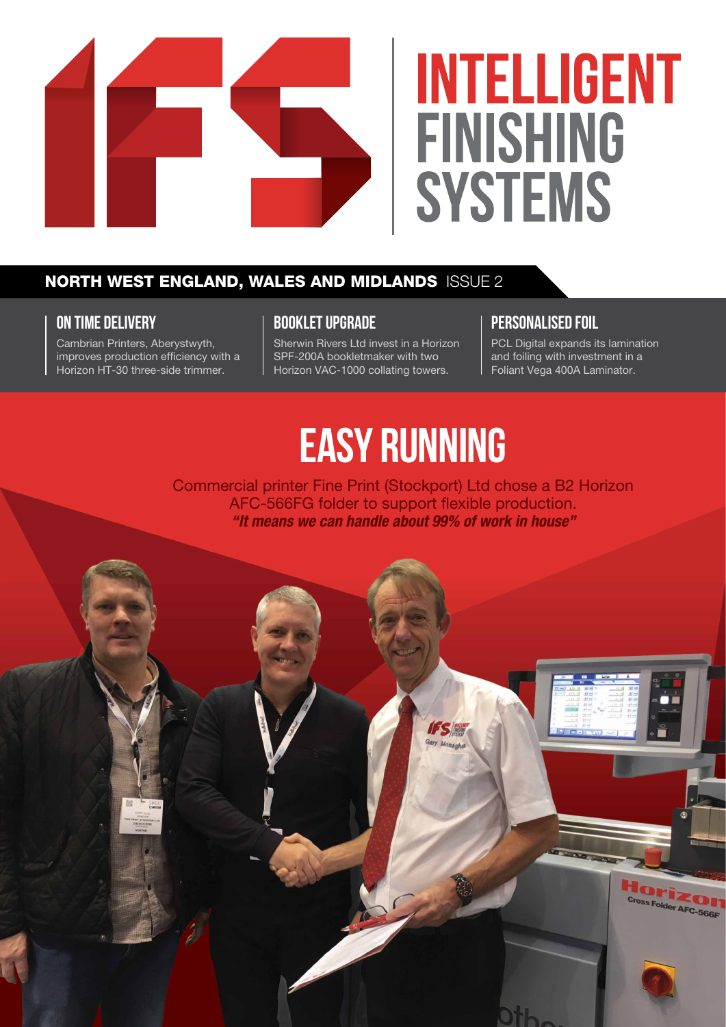# INTELLIGENT FINISHING SYSTEMS

**NORTH WEST ENGLAND, WALES AND MIDLANDS** ISSUE 2

### ON TIME DELIVERY

Cambrian Printers, Aberystwyth, improves production efficiency with a Horizon HT-30 three-side trimmer.

### BOOKLET UPGRADE

Sherwin Rivers Ltd invest in a Horizon SPF-200A bookletmaker with two Horizon VAC-1000 collating towers.

### PERSONALISED FOIL

PCL Digital expands its lamination and foiling with investment in a Foliant Vega 400A Laminator.

## EASY RUNNING

Commercial printer Fine Print (Stockport) Ltd chose a B2 Horizon AFC-566FG folder to support flexible production.

***"It means we can handle about 99% of work in house"***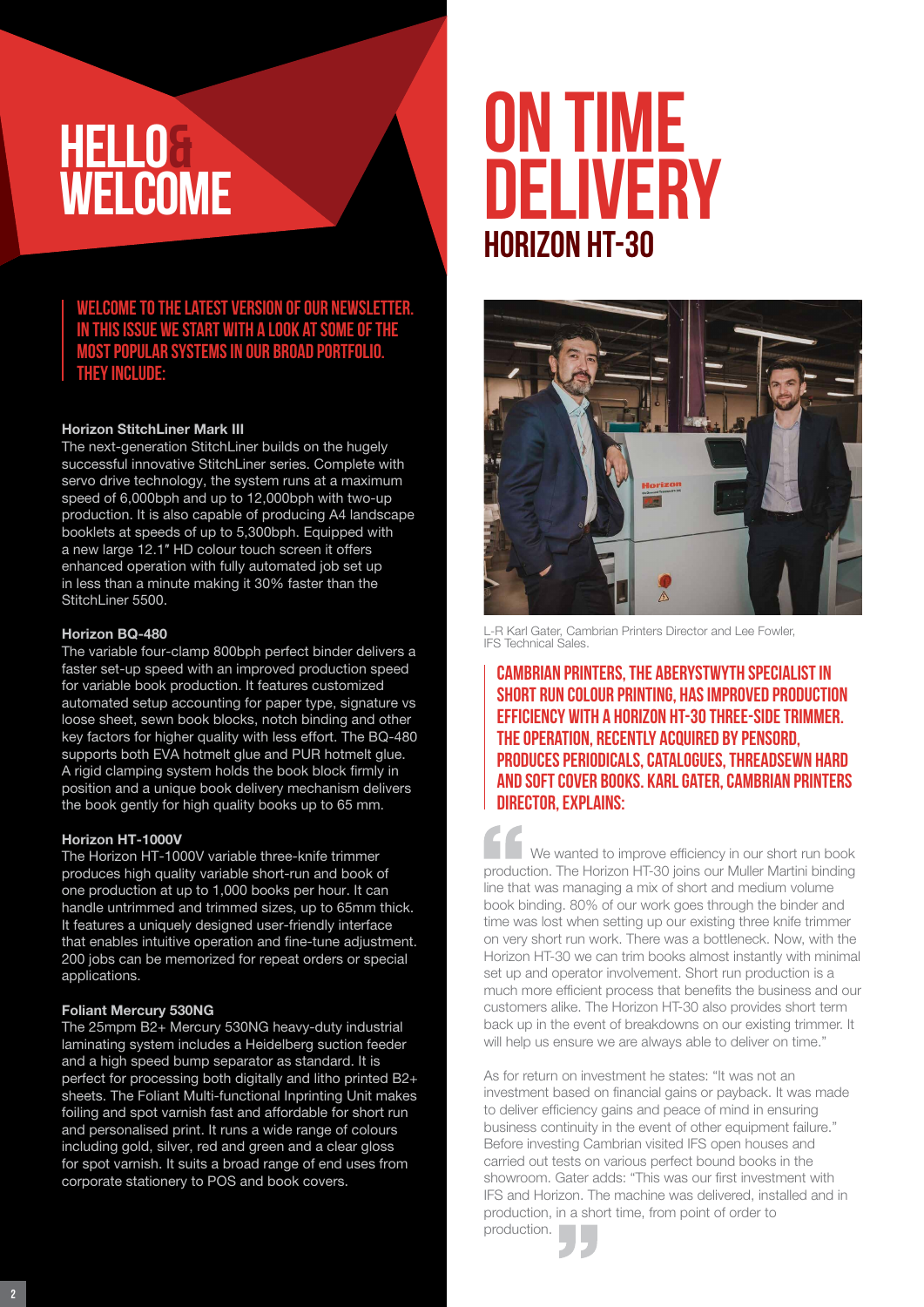# Hello & Welcome

**Welcome to the latest version of our newsletter. In this issue we start with a look at some of the most popular systems in our broad portfolio. They include:**

### Horizon StitchLiner Mark III

The next-generation StitchLiner builds on the hugely successful innovative StitchLiner series. Complete with servo drive technology, the system runs at a maximum speed of 6,000bph and up to 12,000bph with two-up production. It is also capable of producing A4 landscape booklets at speeds of up to 5,300bph. Equipped with a new large 12.1″ HD colour touch screen it offers enhanced operation with fully automated job set up in less than a minute making it 30% faster than the StitchLiner 5500.

### Horizon BQ-480

The variable four-clamp 800bph perfect binder delivers a faster set-up speed with an improved production speed for variable book production. It features customized automated setup accounting for paper type, signature vs loose sheet, sewn book blocks, notch binding and other key factors for higher quality with less effort. The BQ-480 supports both EVA hotmelt glue and PUR hotmelt glue. A rigid clamping system holds the book block firmly in position and a unique book delivery mechanism delivers the book gently for high quality books up to 65 mm.

### Horizon HT-1000V

The Horizon HT-1000V variable three-knife trimmer produces high quality variable short-run and book of one production at up to 1,000 books per hour. It can handle untrimmed and trimmed sizes, up to 65mm thick. It features a uniquely designed user-friendly interface that enables intuitive operation and fine-tune adjustment. 200 jobs can be memorized for repeat orders or special applications.

### Foliant Mercury 530NG

The 25mpm B2+ Mercury 530NG heavy-duty industrial laminating system includes a Heidelberg suction feeder and a high speed bump separator as standard. It is perfect for processing both digitally and litho printed B2+ sheets. The Foliant Multi-functional Inprinting Unit makes foiling and spot varnish fast and affordable for short run and personalised print. It runs a wide range of colours including gold, silver, red and green and a clear gloss for spot varnish. It suits a broad range of end uses from corporate stationery to POS and book covers.

# On Time Delivery

## Horizon HT-30

L-R Karl Gater, Cambrian Printers Director and Lee Fowler, IFS Technical Sales.

**Cambrian Printers, the Aberystwyth specialist in short run colour printing, has improved production efficiency with a Horizon HT-30 three-side trimmer. The operation, recently acquired by Pensord, produces periodicals, catalogues, threadsewn hard and soft cover books. Karl Gater, Cambrian Printers Director, explains:**

"We wanted to improve efficiency in our short run book production. The Horizon HT-30 joins our Muller Martini binding line that was managing a mix of short and medium volume book binding. 80% of our work goes through the binder and time was lost when setting up our existing three knife trimmer on very short run work. There was a bottleneck. Now, with the Horizon HT-30 we can trim books almost instantly with minimal set up and operator involvement. Short run production is a much more efficient process that benefits the business and our customers alike. The Horizon HT-30 also provides short term back up in the event of breakdowns on our existing trimmer. It will help us ensure we are always able to deliver on time."

As for return on investment he states: "It was not an investment based on financial gains or payback. It was made to deliver efficiency gains and peace of mind in ensuring business continuity in the event of other equipment failure." Before investing Cambrian visited IFS open houses and carried out tests on various perfect bound books in the showroom. Gater adds: "This was our first investment with IFS and Horizon. The machine was delivered, installed and in production, in a short time, from point of order to production."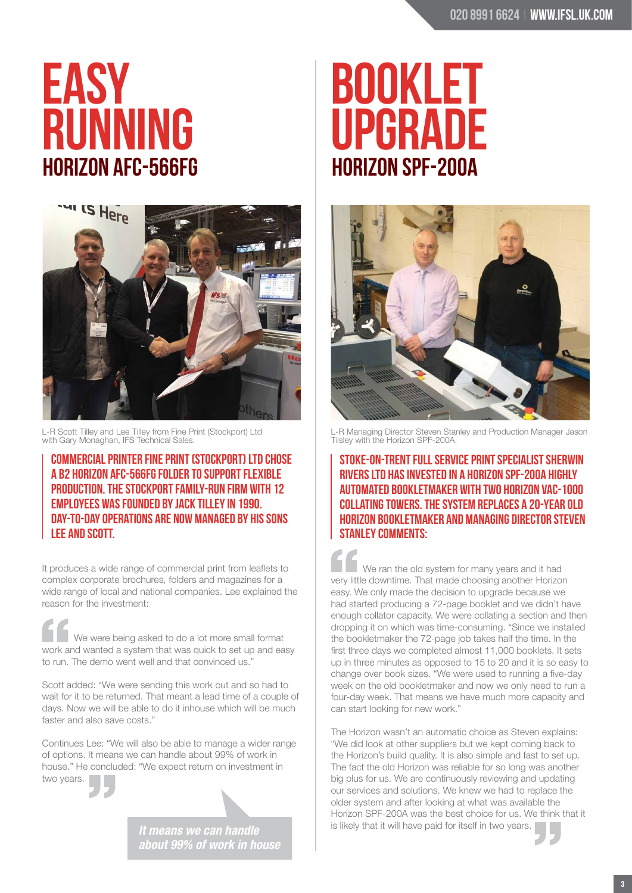# EASY RUNNING

## HORIZON AFC-566FG

L-R Scott Tilley and Lee Tilley from Fine Print (Stockport) Ltd with Gary Monaghan, IFS Technical Sales.

**COMMERCIAL PRINTER FINE PRINT (STOCKPORT) LTD CHOSE A B2 HORIZON AFC-566FG FOLDER TO SUPPORT FLEXIBLE PRODUCTION. THE STOCKPORT FAMILY-RUN FIRM WITH 12 EMPLOYEES WAS FOUNDED BY JACK TILLEY IN 1990. DAY-TO-DAY OPERATIONS ARE NOW MANAGED BY HIS SONS LEE AND SCOTT.**

It produces a wide range of commercial print from leaflets to complex corporate brochures, folders and magazines for a wide range of local and national companies. Lee explained the reason for the investment:

“We were being asked to do a lot more small format work and wanted a system that was quick to set up and easy to run. The demo went well and that convinced us.”

Scott added: “We were sending this work out and so had to wait for it to be returned. That meant a lead time of a couple of days. Now we will be able to do it inhouse which will be much faster and also save costs.”

Continues Lee: “We will also be able to manage a wider range of options. It means we can handle about 99% of work in house.” He concluded: “We expect return on investment in two years.”

*It means we can handle about 99% of work in house*

# BOOKLET UPGRADE

## HORIZON SPF-200A

L-R Managing Director Steven Stanley and Production Manager Jason Tilsley with the Horizon SPF-200A.

**STOKE-ON-TRENT FULL SERVICE PRINT SPECIALIST SHERWIN RIVERS LTD HAS INVESTED IN A HORIZON SPF-200A HIGHLY AUTOMATED BOOKLETMAKER WITH TWO HORIZON VAC-1000 COLLATING TOWERS. THE SYSTEM REPLACES A 20-YEAR OLD HORIZON BOOKLETMAKER AND MANAGING DIRECTOR STEVEN STANLEY COMMENTS:**

“We ran the old system for many years and it had very little downtime. That made choosing another Horizon easy. We only made the decision to upgrade because we had started producing a 72-page booklet and we didn't have enough collator capacity. We were collating a section and then dropping it on which was time-consuming. “Since we installed the bookletmaker the 72-page job takes half the time. In the first three days we completed almost 11,000 booklets. It sets up in three minutes as opposed to 15 to 20 and it is so easy to change over book sizes. “We were used to running a five-day week on the old bookletmaker and now we only need to run a four-day week. That means we have much more capacity and can start looking for new work.”

The Horizon wasn't an automatic choice as Steven explains: “We did look at other suppliers but we kept coming back to the Horizon's build quality. It is also simple and fast to set up. The fact the old Horizon was reliable for so long was another big plus for us. We are continuously reviewing and updating our services and solutions. We knew we had to replace the older system and after looking at what was available the Horizon SPF-200A was the best choice for us. We think that it is likely that it will have paid for itself in two years.”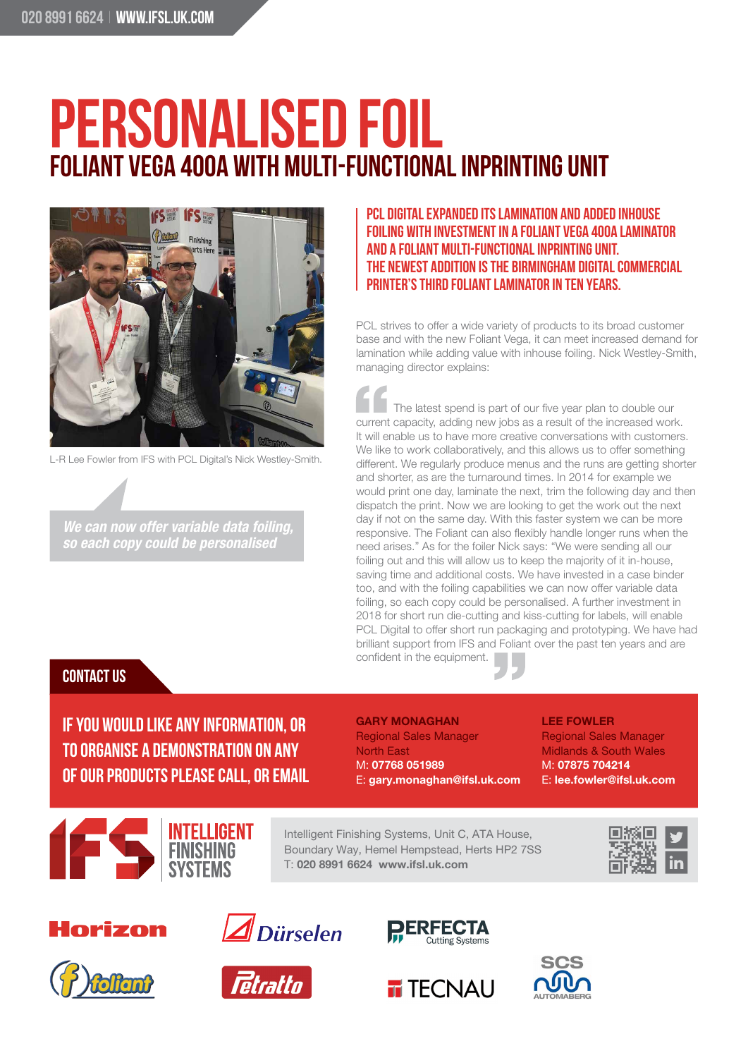# PERSONALISED FOIL

## FOLIANT VEGA 400A WITH MULTI-FUNCTIONAL INPRINTING UNIT

L-R Lee Fowler from IFS with PCL Digital's Nick Westley-Smith.

*We can now offer variable data foiling, so each copy could be personalised*

**PCL DIGITAL EXPANDED ITS LAMINATION AND ADDED INHOUSE FOILING WITH INVESTMENT IN A FOLIANT VEGA 400A LAMINATOR AND A FOLIANT MULTI-FUNCTIONAL INPRINTING UNIT. THE NEWEST ADDITION IS THE BIRMINGHAM DIGITAL COMMERCIAL PRINTER'S THIRD FOLIANT LAMINATOR IN TEN YEARS.**

PCL strives to offer a wide variety of products to its broad customer base and with the new Foliant Vega, it can meet increased demand for lamination while adding value with inhouse foiling. Nick Westley-Smith, managing director explains:

"The latest spend is part of our five year plan to double our current capacity, adding new jobs as a result of the increased work. It will enable us to have more creative conversations with customers. We like to work collaboratively, and this allows us to offer something different. We regularly produce menus and the runs are getting shorter and shorter, as are the turnaround times. In 2014 for example we would print one day, laminate the next, trim the following day and then dispatch the print. Now we are looking to get the work out the next day if not on the same day. With this faster system we can be more responsive. The Foliant can also flexibly handle longer runs when the need arises." As for the foiler Nick says: "We were sending all our foiling out and this will allow us to keep the majority of it in-house, saving time and additional costs. We have invested in a case binder too, and with the foiling capabilities we can now offer variable data foiling, so each copy could be personalised. A further investment in 2018 for short run die-cutting and kiss-cutting for labels, will enable PCL Digital to offer short run packaging and prototyping. We have had brilliant support from IFS and Foliant over the past ten years and are confident in the equipment."

## CONTACT US

**IF YOU WOULD LIKE ANY INFORMATION, OR TO ORGANISE A DEMONSTRATION ON ANY OF OUR PRODUCTS PLEASE CALL, OR EMAIL**

**GARY MONAGHAN**
Regional Sales Manager
North East
M: **07768 051989**
E: **gary.monaghan@ifsl.uk.com**

**LEE FOWLER**
Regional Sales Manager
Midlands & South Wales
M: **07875 704214**
E: **lee.fowler@ifsl.uk.com**

IFS INTELLIGENT FINISHING SYSTEMS

Intelligent Finishing Systems, Unit C, ATA House, Boundary Way, Hemel Hempstead, Herts HP2 7SS
T: **020 8991 6624 www.ifsl.uk.com**

Horizon · Dürselen · PERFECTA Cutting Systems · foliant · Petratto · TECNAU · SCS AUTOMABERG